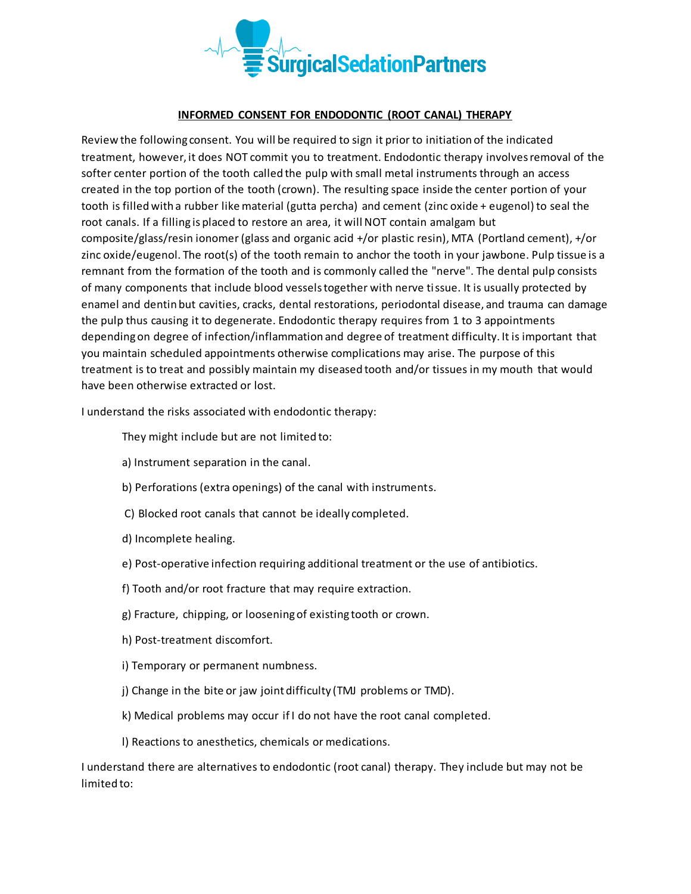SurgicalSedationPartners

## INFORMED CONSENT FOR ENDODONTIC (ROOT CANAL) THERAPY

Review the following consent. You will be required to sign it prior to initiation of the indicated treatment, however, it does NOT commit you to treatment. Endodontic therapy involves removal of the softer center portion of the tooth called the pulp with small metal instruments through an access created in the top portion of the tooth (crown). The resulting space inside the center portion of your tooth is filled with a rubber like material (gutta percha) and cement (zinc oxide + eugenol) to seal the root canals. If a filling is placed to restore an area, it will NOT contain amalgam but composite/glass/resin ionomer (glass and organic acid +/or plastic resin), MTA (Portland cement), +/or zinc oxide/eugenol. The root(s) of the tooth remain to anchor the tooth in your jawbone. Pulp tissue is a remnant from the formation of the tooth and is commonly called the "nerve". The dental pulp consists of many components that include blood vessels together with nerve tissue. It is usually protected by enamel and dentin but cavities, cracks, dental restorations, periodontal disease, and trauma can damage the pulp thus causing it to degenerate. Endodontic therapy requires from 1 to 3 appointments depending on degree of infection/inflammation and degree of treatment difficulty. It is important that you maintain scheduled appointments otherwise complications may arise. The purpose of this treatment is to treat and possibly maintain my diseased tooth and/or tissues in my mouth that would have been otherwise extracted or lost.

I understand the risks associated with endodontic therapy:

They might include but are not limited to:

a) Instrument separation in the canal.

b) Perforations (extra openings) of the canal with instruments.

C) Blocked root canals that cannot be ideally completed.

d) Incomplete healing.

e) Post-operative infection requiring additional treatment or the use of antibiotics.

f) Tooth and/or root fracture that may require extraction.

g) Fracture, chipping, or loosening of existing tooth or crown.

h) Post-treatment discomfort.

i) Temporary or permanent numbness.

j) Change in the bite or jaw joint difficulty (TMJ problems or TMD).

k) Medical problems may occur if I do not have the root canal completed.

l) Reactions to anesthetics, chemicals or medications.

I understand there are alternatives to endodontic (root canal) therapy. They include but may not be limited to: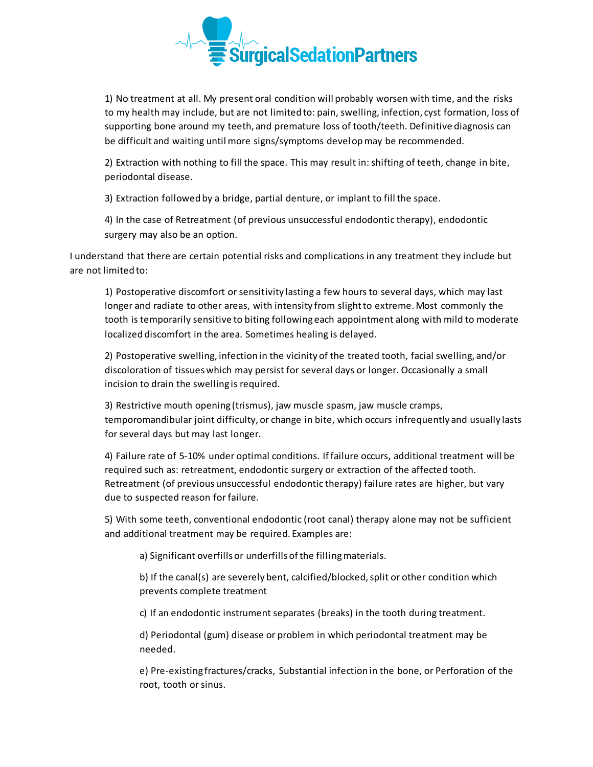1) No treatment at all. My present oral condition will probably worsen with time, and the risks to my health may include, but are not limited to: pain, swelling, infection, cyst formation, loss of supporting bone around my teeth, and premature loss of tooth/teeth. Definitive diagnosis can be difficult and waiting until more signs/symptoms develop may be recommended.

2) Extraction with nothing to fill the space. This may result in: shifting of teeth, change in bite, periodontal disease.

3) Extraction followed by a bridge, partial denture, or implant to fill the space.

4) In the case of Retreatment (of previous unsuccessful endodontic therapy), endodontic surgery may also be an option.

I understand that there are certain potential risks and complications in any treatment they include but are not limited to:

1) Postoperative discomfort or sensitivity lasting a few hours to several days, which may last longer and radiate to other areas, with intensity from slight to extreme. Most commonly the tooth is temporarily sensitive to biting following each appointment along with mild to moderate localized discomfort in the area. Sometimes healing is delayed.

2) Postoperative swelling, infection in the vicinity of the treated tooth, facial swelling, and/or discoloration of tissues which may persist for several days or longer. Occasionally a small incision to drain the swelling is required.

3) Restrictive mouth opening (trismus), jaw muscle spasm, jaw muscle cramps, temporomandibular joint difficulty, or change in bite, which occurs infrequently and usually lasts for several days but may last longer.

4) Failure rate of 5-10% under optimal conditions. If failure occurs, additional treatment will be required such as: retreatment, endodontic surgery or extraction of the affected tooth. Retreatment (of previous unsuccessful endodontic therapy) failure rates are higher, but vary due to suspected reason for failure.

5) With some teeth, conventional endodontic (root canal) therapy alone may not be sufficient and additional treatment may be required. Examples are:

a) Significant overfills or underfills of the filling materials.

b) If the canal(s) are severely bent, calcified/blocked, split or other condition which prevents complete treatment

c) If an endodontic instrument separates (breaks) in the tooth during treatment.

d) Periodontal (gum) disease or problem in which periodontal treatment may be needed.

e) Pre-existing fractures/cracks, Substantial infection in the bone, or Perforation of the root, tooth or sinus.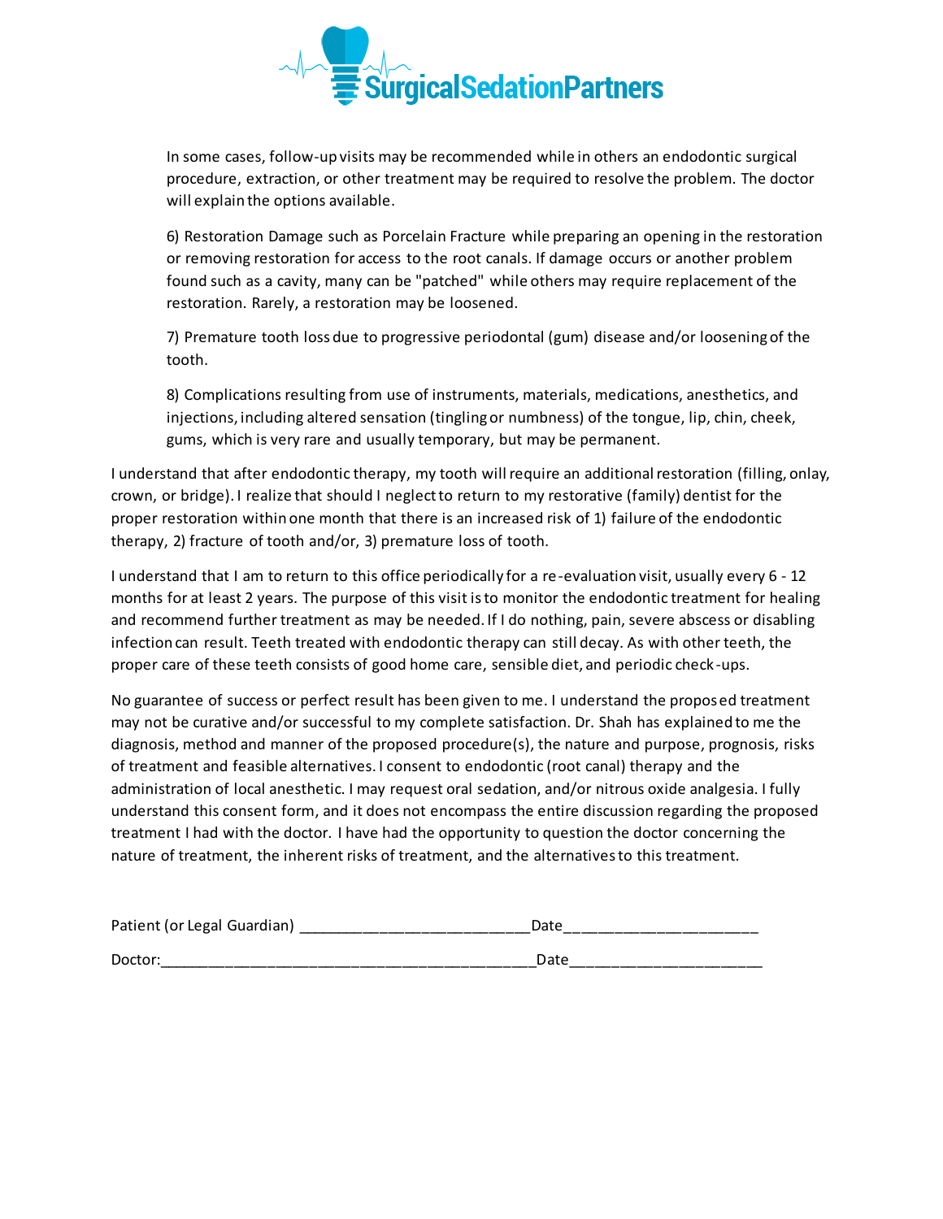In some cases, follow-up visits may be recommended while in others an endodontic surgical procedure, extraction, or other treatment may be required to resolve the problem. The doctor will explain the options available.

6) Restoration Damage such as Porcelain Fracture while preparing an opening in the restoration or removing restoration for access to the root canals. If damage occurs or another problem found such as a cavity, many can be "patched" while others may require replacement of the restoration. Rarely, a restoration may be loosened.

7) Premature tooth loss due to progressive periodontal (gum) disease and/or loosening of the tooth.

8) Complications resulting from use of instruments, materials, medications, anesthetics, and injections, including altered sensation (tingling or numbness) of the tongue, lip, chin, cheek, gums, which is very rare and usually temporary, but may be permanent.

I understand that after endodontic therapy, my tooth will require an additional restoration (filling, onlay, crown, or bridge). I realize that should I neglect to return to my restorative (family) dentist for the proper restoration within one month that there is an increased risk of 1) failure of the endodontic therapy, 2) fracture of tooth and/or, 3) premature loss of tooth.

I understand that I am to return to this office periodically for a re-evaluation visit, usually every 6 - 12 months for at least 2 years. The purpose of this visit is to monitor the endodontic treatment for healing and recommend further treatment as may be needed. If I do nothing, pain, severe abscess or disabling infection can result. Teeth treated with endodontic therapy can still decay. As with other teeth, the proper care of these teeth consists of good home care, sensible diet, and periodic check-ups.

No guarantee of success or perfect result has been given to me. I understand the proposed treatment may not be curative and/or successful to my complete satisfaction. Dr. Shah has explained to me the diagnosis, method and manner of the proposed procedure(s), the nature and purpose, prognosis, risks of treatment and feasible alternatives. I consent to endodontic (root canal) therapy and the administration of local anesthetic. I may request oral sedation, and/or nitrous oxide analgesia. I fully understand this consent form, and it does not encompass the entire discussion regarding the proposed treatment I had with the doctor. I have had the opportunity to question the doctor concerning the nature of treatment, the inherent risks of treatment, and the alternatives to this treatment.

Patient (or Legal Guardian) ___________________________Date______________________

Doctor:____________________________________________Date______________________